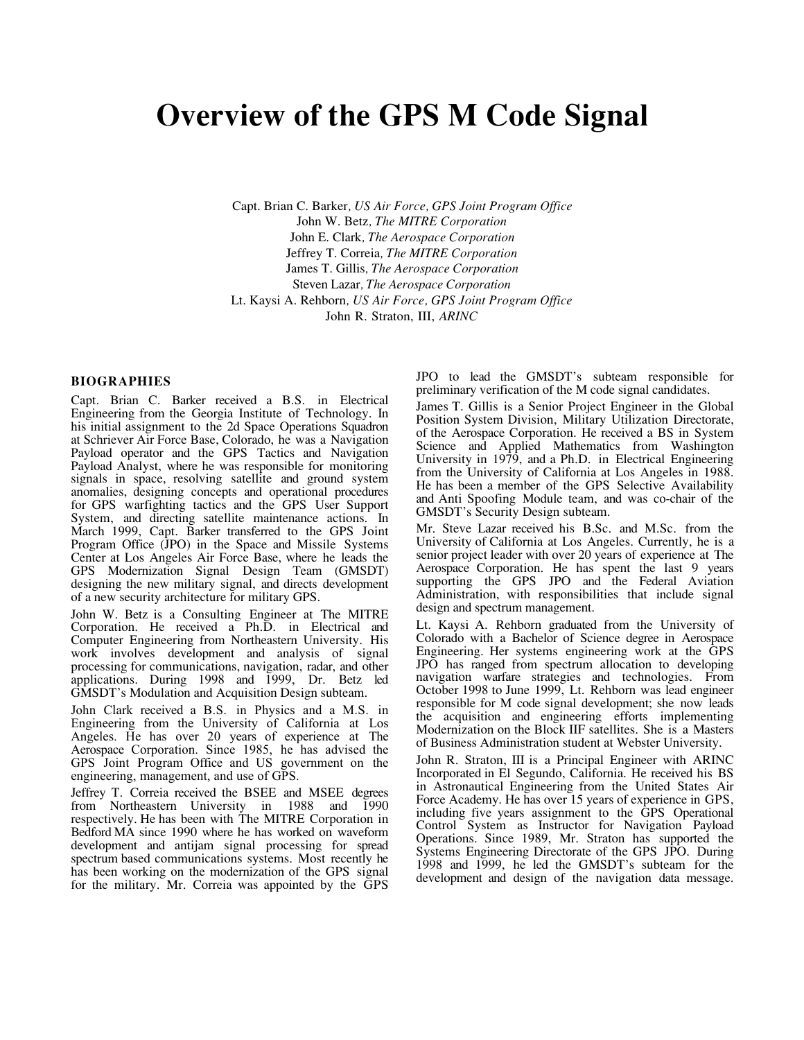# Overview of the GPS M Code Signal

Capt. Brian C. Barker, *US Air Force, GPS Joint Program Office*
John W. Betz*, The MITRE Corporation*
John E. Clark*, The Aerospace Corporation*
Jeffrey T. Correia*, The MITRE Corporation*
James T. Gillis*, The Aerospace Corporation*
Steven Lazar*, The Aerospace Corporation*
Lt. Kaysi A. Rehborn*, US Air Force, GPS Joint Program Office*
John R. Straton, III, *ARINC*

## BIOGRAPHIES

Capt. Brian C. Barker received a B.S. in Electrical Engineering from the Georgia Institute of Technology. In his initial assignment to the 2d Space Operations Squadron at Schriever Air Force Base, Colorado, he was a Navigation Payload operator and the GPS Tactics and Navigation Payload Analyst, where he was responsible for monitoring signals in space, resolving satellite and ground system anomalies, designing concepts and operational procedures for GPS warfighting tactics and the GPS User Support System, and directing satellite maintenance actions. In March 1999, Capt. Barker transferred to the GPS Joint Program Office (JPO) in the Space and Missile Systems Center at Los Angeles Air Force Base, where he leads the GPS Modernization Signal Design Team (GMSDT) designing the new military signal, and directs development of a new security architecture for military GPS.

John W. Betz is a Consulting Engineer at The MITRE Corporation. He received a Ph.D. in Electrical and Computer Engineering from Northeastern University. His work involves development and analysis of signal processing for communications, navigation, radar, and other applications. During 1998 and 1999, Dr. Betz led GMSDT's Modulation and Acquisition Design subteam.

John Clark received a B.S. in Physics and a M.S. in Engineering from the University of California at Los Angeles. He has over 20 years of experience at The Aerospace Corporation. Since 1985, he has advised the GPS Joint Program Office and US government on the engineering, management, and use of GPS.

Jeffrey T. Correia received the BSEE and MSEE degrees from Northeastern University in 1988 and 1990 respectively. He has been with The MITRE Corporation in Bedford MA since 1990 where he has worked on waveform development and antijam signal processing for spread spectrum based communications systems. Most recently he has been working on the modernization of the GPS signal for the military. Mr. Correia was appointed by the GPS JPO to lead the GMSDT's subteam responsible for preliminary verification of the M code signal candidates.

James T. Gillis is a Senior Project Engineer in the Global Position System Division, Military Utilization Directorate, of the Aerospace Corporation. He received a BS in System Science and Applied Mathematics from Washington University in 1979, and a Ph.D. in Electrical Engineering from the University of California at Los Angeles in 1988. He has been a member of the GPS Selective Availability and Anti Spoofing Module team, and was co-chair of the GMSDT's Security Design subteam.

Mr. Steve Lazar received his B.Sc. and M.Sc. from the University of California at Los Angeles. Currently, he is a senior project leader with over 20 years of experience at The Aerospace Corporation. He has spent the last 9 years supporting the GPS JPO and the Federal Aviation Administration, with responsibilities that include signal design and spectrum management.

Lt. Kaysi A. Rehborn graduated from the University of Colorado with a Bachelor of Science degree in Aerospace Engineering. Her systems engineering work at the GPS JPO has ranged from spectrum allocation to developing navigation warfare strategies and technologies. From October 1998 to June 1999, Lt. Rehborn was lead engineer responsible for M code signal development; she now leads the acquisition and engineering efforts implementing Modernization on the Block IIF satellites. She is a Masters of Business Administration student at Webster University.

John R. Straton, III is a Principal Engineer with ARINC Incorporated in El Segundo, California. He received his BS in Astronautical Engineering from the United States Air Force Academy. He has over 15 years of experience in GPS, including five years assignment to the GPS Operational Control System as Instructor for Navigation Payload Operations. Since 1989, Mr. Straton has supported the Systems Engineering Directorate of the GPS JPO. During 1998 and 1999, he led the GMSDT's subteam for the development and design of the navigation data message.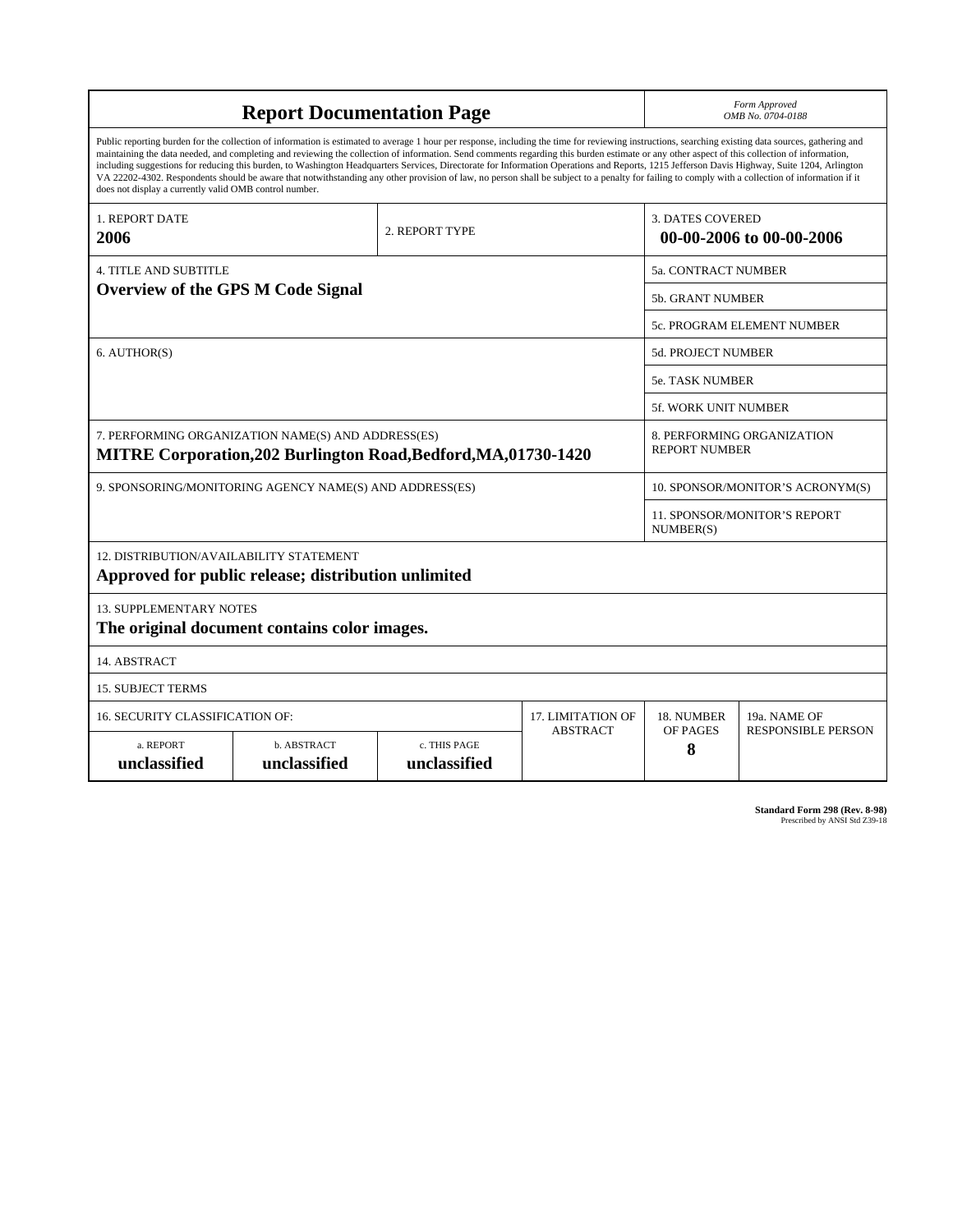# Report Documentation Page

*Form Approved*
*OMB No. 0704-0188*

Public reporting burden for the collection of information is estimated to average 1 hour per response, including the time for reviewing instructions, searching existing data sources, gathering and maintaining the data needed, and completing and reviewing the collection of information. Send comments regarding this burden estimate or any other aspect of this collection of information, including suggestions for reducing this burden, to Washington Headquarters Services, Directorate for Information Operations and Reports, 1215 Jefferson Davis Highway, Suite 1204, Arlington VA 22202-4302. Respondents should be aware that notwithstanding any other provision of law, no person shall be subject to a penalty for failing to comply with a collection of information if it does not display a currently valid OMB control number.

| | | |
|---|---|---|
| 1. REPORT DATE<br>**2006** | 2. REPORT TYPE | 3. DATES COVERED<br>**00-00-2006 to 00-00-2006** |

| | |
|---|---|
| 4. TITLE AND SUBTITLE<br>**Overview of the GPS M Code Signal** | 5a. CONTRACT NUMBER |
| | 5b. GRANT NUMBER |
| | 5c. PROGRAM ELEMENT NUMBER |
| 6. AUTHOR(S) | 5d. PROJECT NUMBER |
| | 5e. TASK NUMBER |
| | 5f. WORK UNIT NUMBER |
| 7. PERFORMING ORGANIZATION NAME(S) AND ADDRESS(ES)<br>**MITRE Corporation,202 Burlington Road,Bedford,MA,01730-1420** | 8. PERFORMING ORGANIZATION REPORT NUMBER |
| 9. SPONSORING/MONITORING AGENCY NAME(S) AND ADDRESS(ES) | 10. SPONSOR/MONITOR'S ACRONYM(S) |
| | 11. SPONSOR/MONITOR'S REPORT NUMBER(S) |

12. DISTRIBUTION/AVAILABILITY STATEMENT
**Approved for public release; distribution unlimited**

13. SUPPLEMENTARY NOTES
**The original document contains color images.**

14. ABSTRACT

15. SUBJECT TERMS

| 16. SECURITY CLASSIFICATION OF: | | | 17. LIMITATION OF ABSTRACT | 18. NUMBER OF PAGES | 19a. NAME OF RESPONSIBLE PERSON |
|---|---|---|---|---|---|
| a. REPORT<br>**unclassified** | b. ABSTRACT<br>**unclassified** | c. THIS PAGE<br>**unclassified** | | **8** | |

**Standard Form 298 (Rev. 8-98)**
Prescribed by ANSI Std Z39-18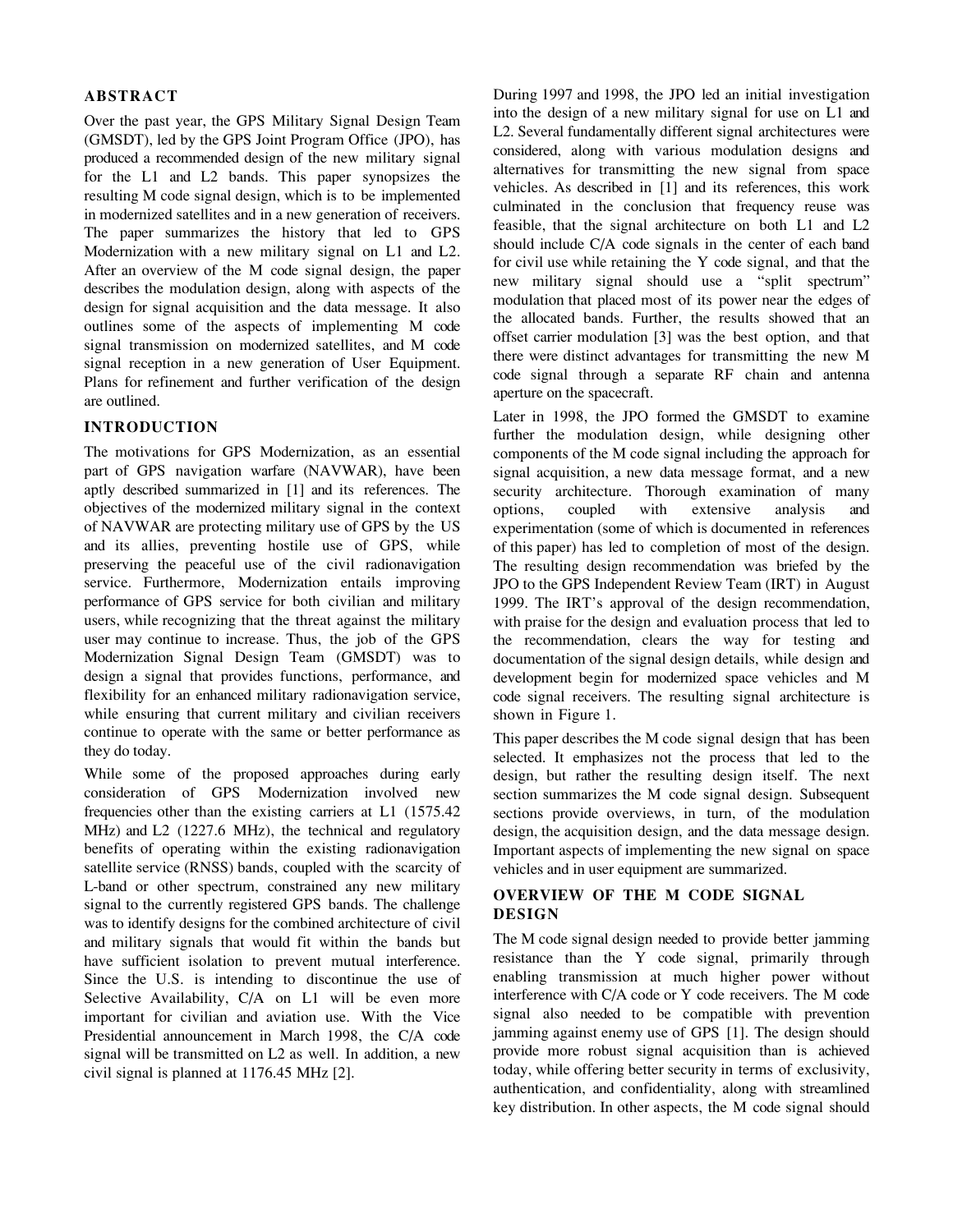## ABSTRACT

Over the past year, the GPS Military Signal Design Team (GMSDT), led by the GPS Joint Program Office (JPO), has produced a recommended design of the new military signal for the L1 and L2 bands. This paper synopsizes the resulting M code signal design, which is to be implemented in modernized satellites and in a new generation of receivers. The paper summarizes the history that led to GPS Modernization with a new military signal on L1 and L2. After an overview of the M code signal design, the paper describes the modulation design, along with aspects of the design for signal acquisition and the data message. It also outlines some of the aspects of implementing M code signal transmission on modernized satellites, and M code signal reception in a new generation of User Equipment. Plans for refinement and further verification of the design are outlined.

## INTRODUCTION

The motivations for GPS Modernization, as an essential part of GPS navigation warfare (NAVWAR), have been aptly described summarized in [1] and its references. The objectives of the modernized military signal in the context of NAVWAR are protecting military use of GPS by the US and its allies, preventing hostile use of GPS, while preserving the peaceful use of the civil radionavigation service. Furthermore, Modernization entails improving performance of GPS service for both civilian and military users, while recognizing that the threat against the military user may continue to increase. Thus, the job of the GPS Modernization Signal Design Team (GMSDT) was to design a signal that provides functions, performance, and flexibility for an enhanced military radionavigation service, while ensuring that current military and civilian receivers continue to operate with the same or better performance as they do today.

While some of the proposed approaches during early consideration of GPS Modernization involved new frequencies other than the existing carriers at L1 (1575.42 MHz) and L2 (1227.6 MHz), the technical and regulatory benefits of operating within the existing radionavigation satellite service (RNSS) bands, coupled with the scarcity of L-band or other spectrum, constrained any new military signal to the currently registered GPS bands. The challenge was to identify designs for the combined architecture of civil and military signals that would fit within the bands but have sufficient isolation to prevent mutual interference. Since the U.S. is intending to discontinue the use of Selective Availability, C/A on L1 will be even more important for civilian and aviation use. With the Vice Presidential announcement in March 1998, the C/A code signal will be transmitted on L2 as well. In addition, a new civil signal is planned at 1176.45 MHz [2].

During 1997 and 1998, the JPO led an initial investigation into the design of a new military signal for use on L1 and L2. Several fundamentally different signal architectures were considered, along with various modulation designs and alternatives for transmitting the new signal from space vehicles. As described in [1] and its references, this work culminated in the conclusion that frequency reuse was feasible, that the signal architecture on both L1 and L2 should include C/A code signals in the center of each band for civil use while retaining the Y code signal, and that the new military signal should use a "split spectrum" modulation that placed most of its power near the edges of the allocated bands. Further, the results showed that an offset carrier modulation [3] was the best option, and that there were distinct advantages for transmitting the new M code signal through a separate RF chain and antenna aperture on the spacecraft.

Later in 1998, the JPO formed the GMSDT to examine further the modulation design, while designing other components of the M code signal including the approach for signal acquisition, a new data message format, and a new security architecture. Thorough examination of many options, coupled with extensive analysis and experimentation (some of which is documented in references of this paper) has led to completion of most of the design. The resulting design recommendation was briefed by the JPO to the GPS Independent Review Team (IRT) in August 1999. The IRT's approval of the design recommendation, with praise for the design and evaluation process that led to the recommendation, clears the way for testing and documentation of the signal design details, while design and development begin for modernized space vehicles and M code signal receivers. The resulting signal architecture is shown in Figure 1.

This paper describes the M code signal design that has been selected. It emphasizes not the process that led to the design, but rather the resulting design itself. The next section summarizes the M code signal design. Subsequent sections provide overviews, in turn, of the modulation design, the acquisition design, and the data message design. Important aspects of implementing the new signal on space vehicles and in user equipment are summarized.

## OVERVIEW OF THE M CODE SIGNAL DESIGN

The M code signal design needed to provide better jamming resistance than the Y code signal, primarily through enabling transmission at much higher power without interference with C/A code or Y code receivers. The M code signal also needed to be compatible with prevention jamming against enemy use of GPS [1]. The design should provide more robust signal acquisition than is achieved today, while offering better security in terms of exclusivity, authentication, and confidentiality, along with streamlined key distribution. In other aspects, the M code signal should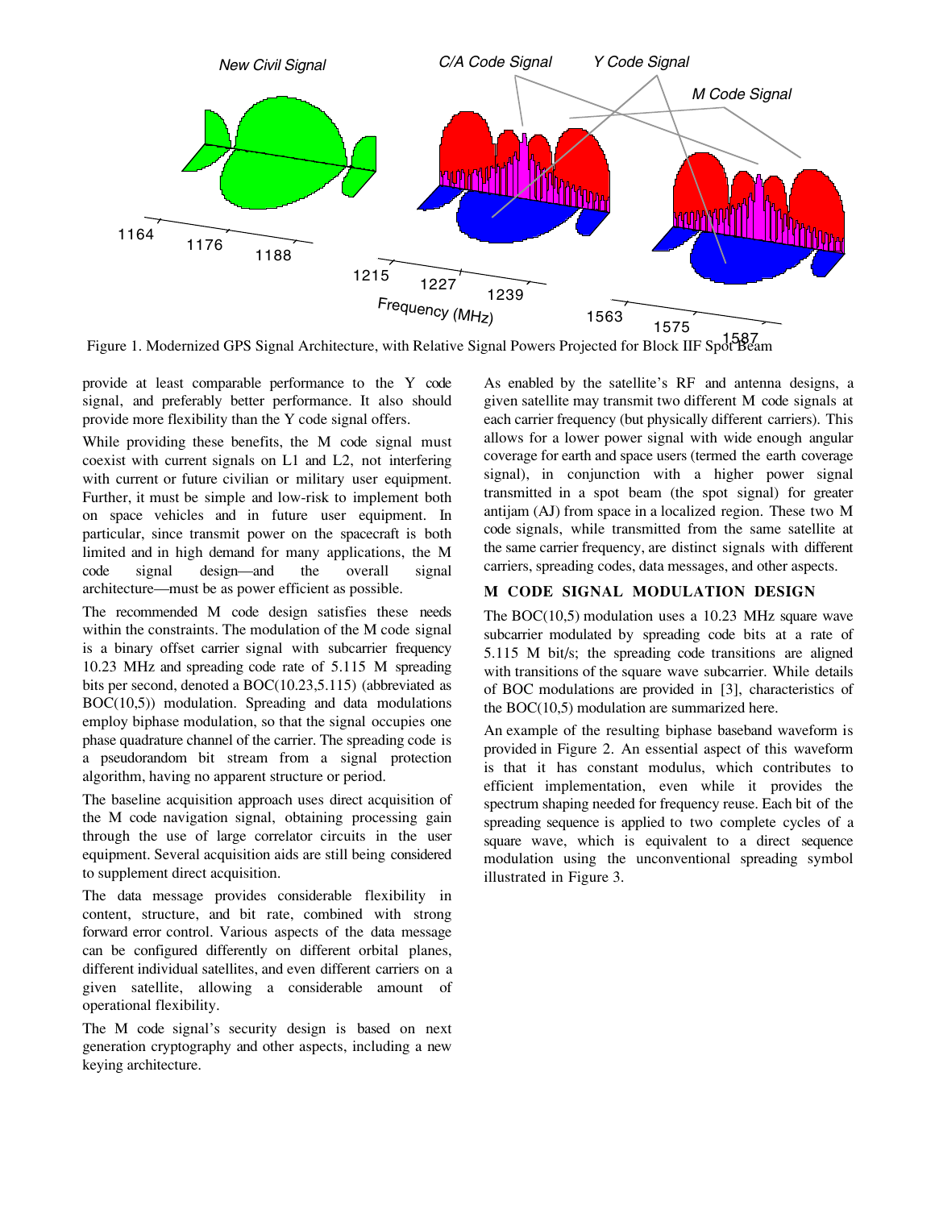New Civil Signal

C/A Code Signal

Y Code Signal

M Code Signal

1164

1176

1188

1215

1227

1239

Frequency (MHz)

1563

1575

1587

Figure 1. Modernized GPS Signal Architecture, with Relative Signal Powers Projected for Block IIF Spot Beam

provide at least comparable performance to the Y code signal, and preferably better performance. It also should provide more flexibility than the Y code signal offers.

While providing these benefits, the M code signal must coexist with current signals on L1 and L2, not interfering with current or future civilian or military user equipment. Further, it must be simple and low-risk to implement both on space vehicles and in future user equipment. In particular, since transmit power on the spacecraft is both limited and in high demand for many applications, the M code signal design—and the overall signal architecture—must be as power efficient as possible.

The recommended M code design satisfies these needs within the constraints. The modulation of the M code signal is a binary offset carrier signal with subcarrier frequency 10.23 MHz and spreading code rate of 5.115 M spreading bits per second, denoted a BOC(10.23,5.115) (abbreviated as BOC(10,5)) modulation. Spreading and data modulations employ biphase modulation, so that the signal occupies one phase quadrature channel of the carrier. The spreading code is a pseudorandom bit stream from a signal protection algorithm, having no apparent structure or period.

The baseline acquisition approach uses direct acquisition of the M code navigation signal, obtaining processing gain through the use of large correlator circuits in the user equipment. Several acquisition aids are still being considered to supplement direct acquisition.

The data message provides considerable flexibility in content, structure, and bit rate, combined with strong forward error control. Various aspects of the data message can be configured differently on different orbital planes, different individual satellites, and even different carriers on a given satellite, allowing a considerable amount of operational flexibility.

The M code signal's security design is based on next generation cryptography and other aspects, including a new keying architecture.

As enabled by the satellite's RF and antenna designs, a given satellite may transmit two different M code signals at each carrier frequency (but physically different carriers). This allows for a lower power signal with wide enough angular coverage for earth and space users (termed the earth coverage signal), in conjunction with a higher power signal transmitted in a spot beam (the spot signal) for greater antijam (AJ) from space in a localized region. These two M code signals, while transmitted from the same satellite at the same carrier frequency, are distinct signals with different carriers, spreading codes, data messages, and other aspects.

## M CODE SIGNAL MODULATION DESIGN

The BOC(10,5) modulation uses a 10.23 MHz square wave subcarrier modulated by spreading code bits at a rate of 5.115 M bit/s; the spreading code transitions are aligned with transitions of the square wave subcarrier. While details of BOC modulations are provided in [3], characteristics of the BOC(10,5) modulation are summarized here.

An example of the resulting biphase baseband waveform is provided in Figure 2. An essential aspect of this waveform is that it has constant modulus, which contributes to efficient implementation, even while it provides the spectrum shaping needed for frequency reuse. Each bit of the spreading sequence is applied to two complete cycles of a square wave, which is equivalent to a direct sequence modulation using the unconventional spreading symbol illustrated in Figure 3.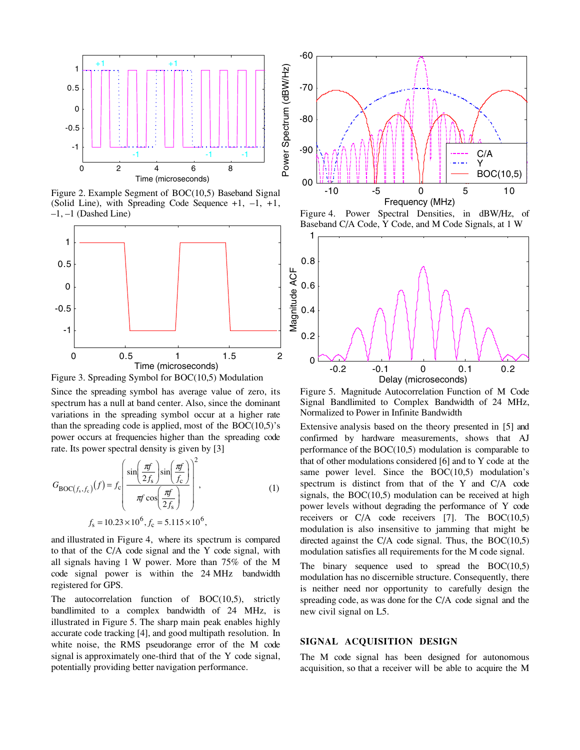+1

+1

1

0.5

0

-0.5

-1

-1

-1

-1

0

2

4

6

8

Time (microseconds)

Figure 2. Example Segment of BOC(10,5) Baseband Signal (Solid Line), with Spreading Code Sequence +1, –1, +1, –1, –1 (Dashed Line)

1

0.5

0

-0.5

-1

0

0.5

1

1.5

2

Time (microseconds)

Figure 3. Spreading Symbol for BOC(10,5) Modulation

Since the spreading symbol has average value of zero, its spectrum has a null at band center. Also, since the dominant variations in the spreading symbol occur at a higher rate than the spreading code is applied, most of the BOC(10,5)'s power occurs at frequencies higher than the spreading code rate. Its power spectral density is given by [3]

$$G_{\mathrm{BOC}(f_s,f_c)}(f) = f_c \left( \frac{\sin\left(\frac{\pi f}{2 f_s}\right) \sin\left(\frac{\pi f}{f_c}\right)}{\pi f \cos\left(\frac{\pi f}{2 f_s}\right)} \right)^2, \tag{1}$$

$$f_s = 10.23 \times 10^6, f_c = 5.115 \times 10^6,$$

and illustrated in Figure 4, where its spectrum is compared to that of the C/A code signal and the Y code signal, with all signals having 1 W power. More than 75% of the M code signal power is within the 24 MHz bandwidth registered for GPS.

The autocorrelation function of BOC(10,5), strictly bandlimited to a complex bandwidth of 24 MHz, is illustrated in Figure 5. The sharp main peak enables highly accurate code tracking [4], and good multipath resolution. In white noise, the RMS pseudorange error of the M code signal is approximately one-third that of the Y code signal, potentially providing better navigation performance.

-60

-70

-80

-90

00

Power Spectrum (dBW/Hz)

-10

-5

0

5

10

Frequency (MHz)

C/A

Y

BOC(10,5)

Figure 4. Power Spectral Densities, in dBW/Hz, of Baseband C/A Code, Y Code, and M Code Signals, at 1 W

1

0.8

0.6

0.4

0.2

0

Magnitude ACF

-0.2

-0.1

0

0.1

0.2

Delay (microseconds)

Figure 5. Magnitude Autocorrelation Function of M Code Signal Bandlimited to Complex Bandwidth of 24 MHz, Normalized to Power in Infinite Bandwidth

Extensive analysis based on the theory presented in [5] and confirmed by hardware measurements, shows that AJ performance of the BOC(10,5) modulation is comparable to that of other modulations considered [6] and to Y code at the same power level. Since the BOC(10,5) modulation's spectrum is distinct from that of the Y and C/A code signals, the BOC(10,5) modulation can be received at high power levels without degrading the performance of Y code receivers or C/A code receivers [7]. The BOC(10,5) modulation is also insensitive to jamming that might be directed against the C/A code signal. Thus, the BOC(10,5) modulation satisfies all requirements for the M code signal.

The binary sequence used to spread the BOC(10,5) modulation has no discernible structure. Consequently, there is neither need nor opportunity to carefully design the spreading code, as was done for the C/A code signal and the new civil signal on L5.

## SIGNAL ACQUISITION DESIGN

The M code signal has been designed for autonomous acquisition, so that a receiver will be able to acquire the M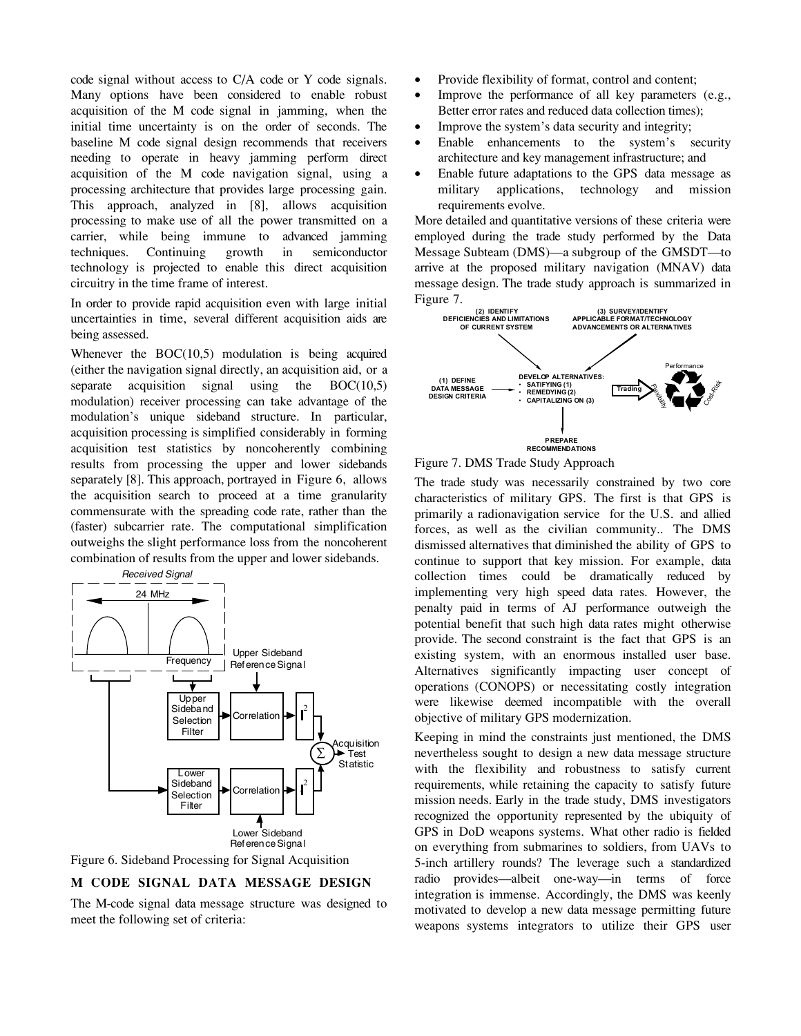code signal without access to C/A code or Y code signals. Many options have been considered to enable robust acquisition of the M code signal in jamming, when the initial time uncertainty is on the order of seconds. The baseline M code signal design recommends that receivers needing to operate in heavy jamming perform direct acquisition of the M code navigation signal, using a processing architecture that provides large processing gain. This approach, analyzed in [8], allows acquisition processing to make use of all the power transmitted on a carrier, while being immune to advanced jamming techniques. Continuing growth in semiconductor technology is projected to enable this direct acquisition circuitry in the time frame of interest.

In order to provide rapid acquisition even with large initial uncertainties in time, several different acquisition aids are being assessed.

Whenever the BOC(10,5) modulation is being acquired (either the navigation signal directly, an acquisition aid, or a separate acquisition signal using the BOC(10,5) modulation) receiver processing can take advantage of the modulation's unique sideband structure. In particular, acquisition processing is simplified considerably in forming acquisition test statistics by noncoherently combining results from processing the upper and lower sidebands separately [8]. This approach, portrayed in Figure 6, allows the acquisition search to proceed at a time granularity commensurate with the spreading code rate, rather than the (faster) subcarrier rate. The computational simplification outweighs the slight performance loss from the noncoherent combination of results from the upper and lower sidebands.

Received Signal
24 MHz
Frequency
Upper Sideband Reference Signal
Upper Sideband Selection Filter
Correlation
$|\cdot|^2$
Acquisition Test Statistic
Lower Sideband Selection Filter
Correlation
$|\cdot|^2$
Lower Sideband Reference Signal

Figure 6. Sideband Processing for Signal Acquisition

## M CODE SIGNAL DATA MESSAGE DESIGN

The M-code signal data message structure was designed to meet the following set of criteria:

- Provide flexibility of format, control and content;
- Improve the performance of all key parameters (e.g., Better error rates and reduced data collection times);
- Improve the system's data security and integrity;
- Enable enhancements to the system's security architecture and key management infrastructure; and
- Enable future adaptations to the GPS data message as military applications, technology and mission requirements evolve.

More detailed and quantitative versions of these criteria were employed during the trade study performed by the Data Message Subteam (DMS)—a subgroup of the GMSDT—to arrive at the proposed military navigation (MNAV) data message design. The trade study approach is summarized in Figure 7.

(2) IDENTIFY DEFICIENCIES AND LIMITATIONS OF CURRENT SYSTEM
(3) SURVEY/IDENTIFY APPLICABLE FORMAT/TECHNOLOGY ADVANCEMENTS OR ALTERNATIVES
(1) DEFINE DATA MESSAGE DESIGN CRITERIA
DEVELOP ALTERNATIVES:
- SATISFYING (1)
- REMEDYING (2)
- CAPITALIZING ON (3)
Trading
Performance
Flexibility
Cost-Risk
PREPARE RECOMMENDATIONS

Figure 7. DMS Trade Study Approach

The trade study was necessarily constrained by two core characteristics of military GPS. The first is that GPS is primarily a radionavigation service for the U.S. and allied forces, as well as the civilian community.. The DMS dismissed alternatives that diminished the ability of GPS to continue to support that key mission. For example, data collection times could be dramatically reduced by implementing very high speed data rates. However, the penalty paid in terms of AJ performance outweigh the potential benefit that such high data rates might otherwise provide. The second constraint is the fact that GPS is an existing system, with an enormous installed user base. Alternatives significantly impacting user concept of operations (CONOPS) or necessitating costly integration were likewise deemed incompatible with the overall objective of military GPS modernization.

Keeping in mind the constraints just mentioned, the DMS nevertheless sought to design a new data message structure with the flexibility and robustness to satisfy current requirements, while retaining the capacity to satisfy future mission needs. Early in the trade study, DMS investigators recognized the opportunity represented by the ubiquity of GPS in DoD weapons systems. What other radio is fielded on everything from submarines to soldiers, from UAVs to 5-inch artillery rounds? The leverage such a standardized radio provides—albeit one-way—in terms of force integration is immense. Accordingly, the DMS was keenly motivated to develop a new data message permitting future weapons systems integrators to utilize their GPS user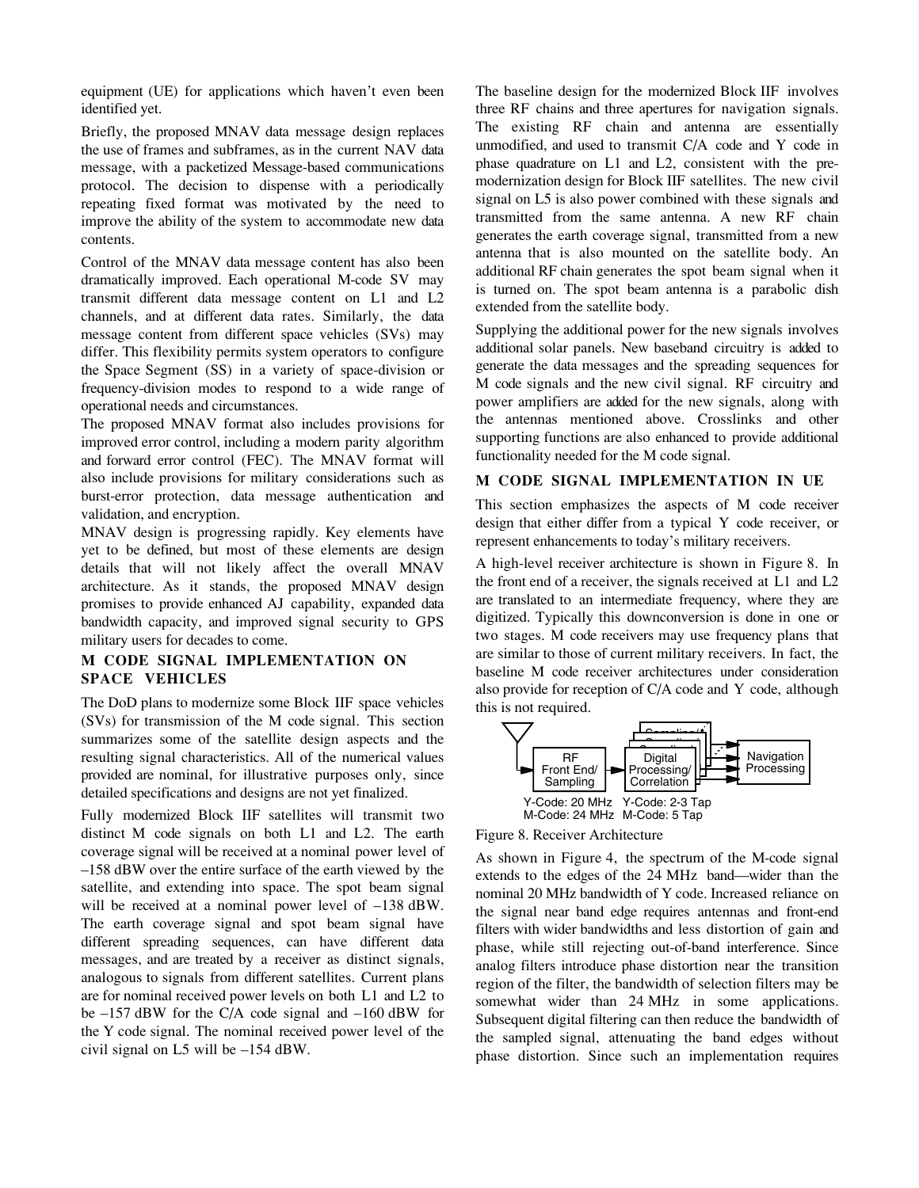equipment (UE) for applications which haven't even been identified yet.

Briefly, the proposed MNAV data message design replaces the use of frames and subframes, as in the current NAV data message, with a packetized Message-based communications protocol. The decision to dispense with a periodically repeating fixed format was motivated by the need to improve the ability of the system to accommodate new data contents.

Control of the MNAV data message content has also been dramatically improved. Each operational M-code SV may transmit different data message content on L1 and L2 channels, and at different data rates. Similarly, the data message content from different space vehicles (SVs) may differ. This flexibility permits system operators to configure the Space Segment (SS) in a variety of space-division or frequency-division modes to respond to a wide range of operational needs and circumstances.

The proposed MNAV format also includes provisions for improved error control, including a modern parity algorithm and forward error control (FEC). The MNAV format will also include provisions for military considerations such as burst-error protection, data message authentication and validation, and encryption.

MNAV design is progressing rapidly. Key elements have yet to be defined, but most of these elements are design details that will not likely affect the overall MNAV architecture. As it stands, the proposed MNAV design promises to provide enhanced AJ capability, expanded data bandwidth capacity, and improved signal security to GPS military users for decades to come.

## M CODE SIGNAL IMPLEMENTATION ON SPACE VEHICLES

The DoD plans to modernize some Block IIF space vehicles (SVs) for transmission of the M code signal. This section summarizes some of the satellite design aspects and the resulting signal characteristics. All of the numerical values provided are nominal, for illustrative purposes only, since detailed specifications and designs are not yet finalized.

Fully modernized Block IIF satellites will transmit two distinct M code signals on both L1 and L2. The earth coverage signal will be received at a nominal power level of –158 dBW over the entire surface of the earth viewed by the satellite, and extending into space. The spot beam signal will be received at a nominal power level of –138 dBW. The earth coverage signal and spot beam signal have different spreading sequences, can have different data messages, and are treated by a receiver as distinct signals, analogous to signals from different satellites. Current plans are for nominal received power levels on both L1 and L2 to be –157 dBW for the C/A code signal and –160 dBW for the Y code signal. The nominal received power level of the civil signal on L5 will be –154 dBW.

The baseline design for the modernized Block IIF involves three RF chains and three apertures for navigation signals. The existing RF chain and antenna are essentially unmodified, and used to transmit C/A code and Y code in phase quadrature on L1 and L2, consistent with the pre-modernization design for Block IIF satellites. The new civil signal on L5 is also power combined with these signals and transmitted from the same antenna. A new RF chain generates the earth coverage signal, transmitted from a new antenna that is also mounted on the satellite body. An additional RF chain generates the spot beam signal when it is turned on. The spot beam antenna is a parabolic dish extended from the satellite body.

Supplying the additional power for the new signals involves additional solar panels. New baseband circuitry is added to generate the data messages and the spreading sequences for M code signals and the new civil signal. RF circuitry and power amplifiers are added for the new signals, along with the antennas mentioned above. Crosslinks and other supporting functions are also enhanced to provide additional functionality needed for the M code signal.

## M CODE SIGNAL IMPLEMENTATION IN UE

This section emphasizes the aspects of M code receiver design that either differ from a typical Y code receiver, or represent enhancements to today's military receivers.

A high-level receiver architecture is shown in Figure 8. In the front end of a receiver, the signals received at L1 and L2 are translated to an intermediate frequency, where they are digitized. Typically this downconversion is done in one or two stages. M code receivers may use frequency plans that are similar to those of current military receivers. In fact, the baseline M code receiver architectures under consideration also provide for reception of C/A code and Y code, although this is not required.

RF Front End/ Sampling

Digital Processing/ Correlation

Navigation Processing

Y-Code: 20 MHz
M-Code: 24 MHz

Y-Code: 2-3 Tap
M-Code: 5 Tap

Figure 8. Receiver Architecture

As shown in Figure 4, the spectrum of the M-code signal extends to the edges of the 24 MHz band—wider than the nominal 20 MHz bandwidth of Y code. Increased reliance on the signal near band edge requires antennas and front-end filters with wider bandwidths and less distortion of gain and phase, while still rejecting out-of-band interference. Since analog filters introduce phase distortion near the transition region of the filter, the bandwidth of selection filters may be somewhat wider than 24 MHz in some applications. Subsequent digital filtering can then reduce the bandwidth of the sampled signal, attenuating the band edges without phase distortion. Since such an implementation requires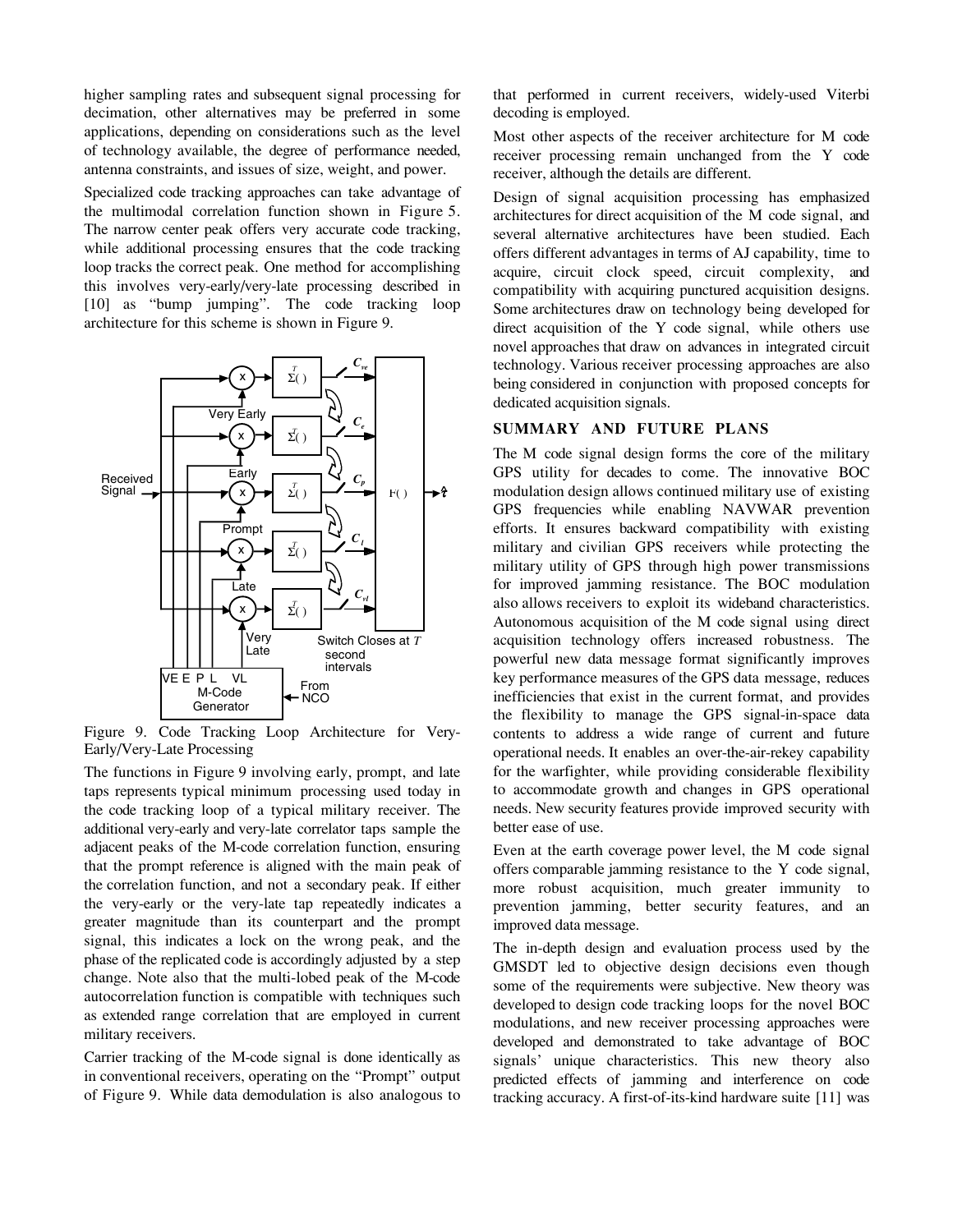higher sampling rates and subsequent signal processing for decimation, other alternatives may be preferred in some applications, depending on considerations such as the level of technology available, the degree of performance needed, antenna constraints, and issues of size, weight, and power.

Specialized code tracking approaches can take advantage of the multimodal correlation function shown in Figure 5. The narrow center peak offers very accurate code tracking, while additional processing ensures that the code tracking loop tracks the correct peak. One method for accomplishing this involves very-early/very-late processing described in [10] as "bump jumping". The code tracking loop architecture for this scheme is shown in Figure 9.

Received Signal

Very Early

Early

Prompt

Late

Very Late

$C_{ve}$

$C_e$

$C_p$

$C_l$

$C_{vl}$

F( )

Switch Closes at $T$ second intervals

VE E P L VL

M-Code Generator

From NCO

Figure 9. Code Tracking Loop Architecture for Very-Early/Very-Late Processing

The functions in Figure 9 involving early, prompt, and late taps represents typical minimum processing used today in the code tracking loop of a typical military receiver. The additional very-early and very-late correlator taps sample the adjacent peaks of the M-code correlation function, ensuring that the prompt reference is aligned with the main peak of the correlation function, and not a secondary peak. If either the very-early or the very-late tap repeatedly indicates a greater magnitude than its counterpart and the prompt signal, this indicates a lock on the wrong peak, and the phase of the replicated code is accordingly adjusted by a step change. Note also that the multi-lobed peak of the M-code autocorrelation function is compatible with techniques such as extended range correlation that are employed in current military receivers.

Carrier tracking of the M-code signal is done identically as in conventional receivers, operating on the "Prompt" output of Figure 9. While data demodulation is also analogous to that performed in current receivers, widely-used Viterbi decoding is employed.

Most other aspects of the receiver architecture for M code receiver processing remain unchanged from the Y code receiver, although the details are different.

Design of signal acquisition processing has emphasized architectures for direct acquisition of the M code signal, and several alternative architectures have been studied. Each offers different advantages in terms of AJ capability, time to acquire, circuit clock speed, circuit complexity, and compatibility with acquiring punctured acquisition designs. Some architectures draw on technology being developed for direct acquisition of the Y code signal, while others use novel approaches that draw on advances in integrated circuit technology. Various receiver processing approaches are also being considered in conjunction with proposed concepts for dedicated acquisition signals.

## SUMMARY AND FUTURE PLANS

The M code signal design forms the core of the military GPS utility for decades to come. The innovative BOC modulation design allows continued military use of existing GPS frequencies while enabling NAVWAR prevention efforts. It ensures backward compatibility with existing military and civilian GPS receivers while protecting the military utility of GPS through high power transmissions for improved jamming resistance. The BOC modulation also allows receivers to exploit its wideband characteristics. Autonomous acquisition of the M code signal using direct acquisition technology offers increased robustness. The powerful new data message format significantly improves key performance measures of the GPS data message, reduces inefficiencies that exist in the current format, and provides the flexibility to manage the GPS signal-in-space data contents to address a wide range of current and future operational needs. It enables an over-the-air-rekey capability for the warfighter, while providing considerable flexibility to accommodate growth and changes in GPS operational needs. New security features provide improved security with better ease of use.

Even at the earth coverage power level, the M code signal offers comparable jamming resistance to the Y code signal, more robust acquisition, much greater immunity to prevention jamming, better security features, and an improved data message.

The in-depth design and evaluation process used by the GMSDT led to objective design decisions even though some of the requirements were subjective. New theory was developed to design code tracking loops for the novel BOC modulations, and new receiver processing approaches were developed and demonstrated to take advantage of BOC signals' unique characteristics. This new theory also predicted effects of jamming and interference on code tracking accuracy. A first-of-its-kind hardware suite [11] was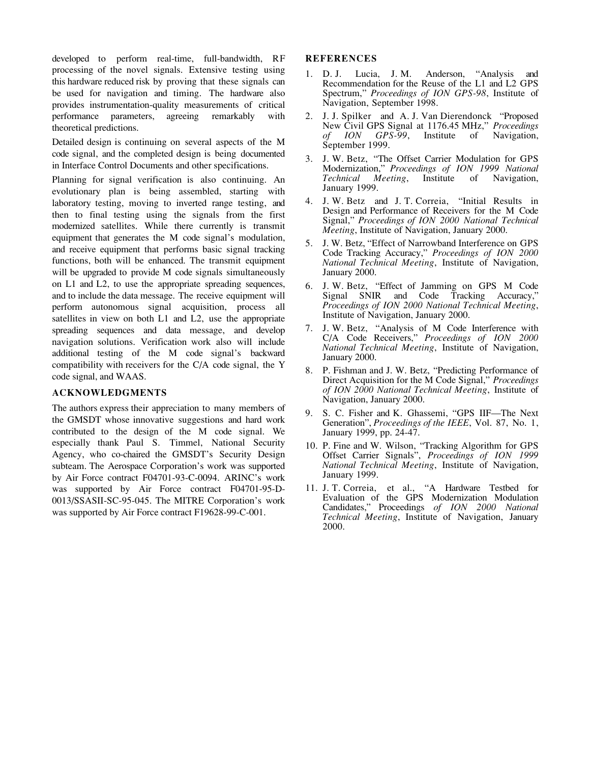developed to perform real-time, full-bandwidth, RF processing of the novel signals. Extensive testing using this hardware reduced risk by proving that these signals can be used for navigation and timing. The hardware also provides instrumentation-quality measurements of critical performance parameters, agreeing remarkably with theoretical predictions.

Detailed design is continuing on several aspects of the M code signal, and the completed design is being documented in Interface Control Documents and other specifications.

Planning for signal verification is also continuing. An evolutionary plan is being assembled, starting with laboratory testing, moving to inverted range testing, and then to final testing using the signals from the first modernized satellites. While there currently is transmit equipment that generates the M code signal's modulation, and receive equipment that performs basic signal tracking functions, both will be enhanced. The transmit equipment will be upgraded to provide M code signals simultaneously on L1 and L2, to use the appropriate spreading sequences, and to include the data message. The receive equipment will perform autonomous signal acquisition, process all satellites in view on both L1 and L2, use the appropriate spreading sequences and data message, and develop navigation solutions. Verification work also will include additional testing of the M code signal's backward compatibility with receivers for the C/A code signal, the Y code signal, and WAAS.

## ACKNOWLEDGMENTS

The authors express their appreciation to many members of the GMSDT whose innovative suggestions and hard work contributed to the design of the M code signal. We especially thank Paul S. Timmel, National Security Agency, who co-chaired the GMSDT's Security Design subteam. The Aerospace Corporation's work was supported by Air Force contract F04701-93-C-0094. ARINC's work was supported by Air Force contract F04701-95-D-0013/SSASII-SC-95-045. The MITRE Corporation's work was supported by Air Force contract F19628-99-C-001.

## REFERENCES

1. D. J. Lucia, J. M. Anderson, "Analysis and Recommendation for the Reuse of the L1 and L2 GPS Spectrum," *Proceedings of ION GPS-98*, Institute of Navigation, September 1998.
2. J. J. Spilker and A. J. Van Dierendonck "Proposed New Civil GPS Signal at 1176.45 MHz," *Proceedings of ION GPS-99*, Institute of Navigation, September 1999.
3. J. W. Betz, "The Offset Carrier Modulation for GPS Modernization," *Proceedings of ION 1999 National Technical Meeting*, Institute of Navigation, January 1999.
4. J. W. Betz and J. T. Correia, "Initial Results in Design and Performance of Receivers for the M Code Signal," *Proceedings of ION 2000 National Technical Meeting*, Institute of Navigation, January 2000.
5. J. W. Betz, "Effect of Narrowband Interference on GPS Code Tracking Accuracy," *Proceedings of ION 2000 National Technical Meeting*, Institute of Navigation, January 2000.
6. J. W. Betz, "Effect of Jamming on GPS M Code Signal SNIR and Code Tracking Accuracy," *Proceedings of ION 2000 National Technical Meeting*, Institute of Navigation, January 2000.
7. J. W. Betz, "Analysis of M Code Interference with C/A Code Receivers," *Proceedings of ION 2000 National Technical Meeting*, Institute of Navigation, January 2000.
8. P. Fishman and J. W. Betz, "Predicting Performance of Direct Acquisition for the M Code Signal," *Proceedings of ION 2000 National Technical Meeting*, Institute of Navigation, January 2000.
9. S. C. Fisher and K. Ghassemi, "GPS IIF—The Next Generation", *Proceedings of the IEEE*, Vol. 87, No. 1, January 1999, pp. 24-47.
10. P. Fine and W. Wilson, "Tracking Algorithm for GPS Offset Carrier Signals", *Proceedings of ION 1999 National Technical Meeting*, Institute of Navigation, January 1999.
11. J. T. Correia, et al., "A Hardware Testbed for Evaluation of the GPS Modernization Modulation Candidates," Proceedings *of ION 2000 National Technical Meeting*, Institute of Navigation, January 2000.